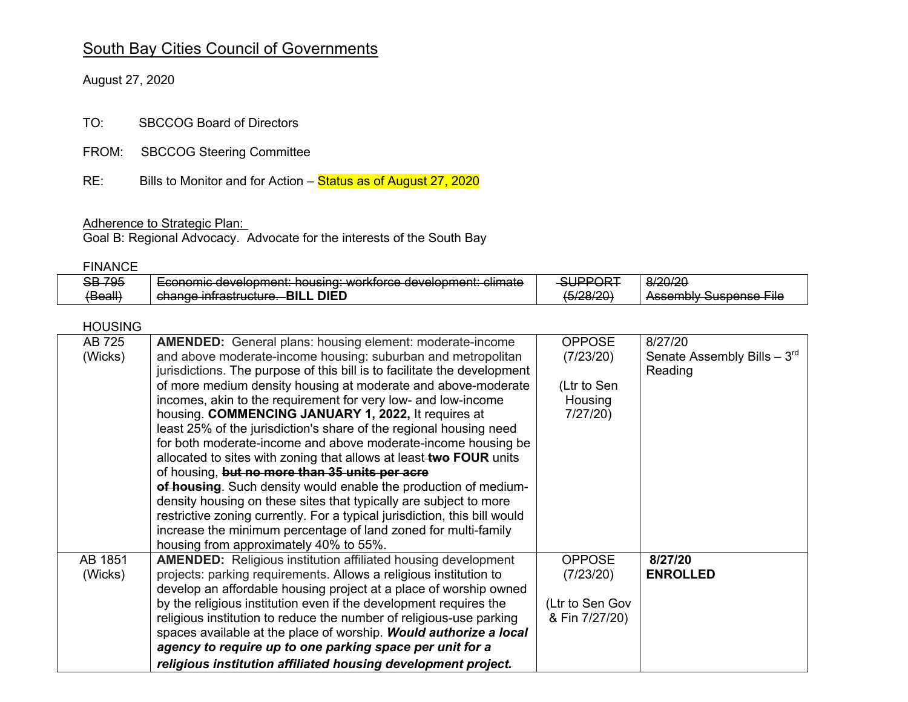South Bay Cities Council of Governments

August 27, 2020

TO: SBCCOG Board of Directors

FROM: SBCCOG Steering Committee

RE: Bills to Monitor and for Action – Status as of August 27, 2020

Adherence to Strategic Plan:
Goal B: Regional Advocacy. Advocate for the interests of the South Bay

FINANCE

| | | | |
|---|---|---|---|
| ~~SB 795 (Beall)~~ | ~~Economic development: housing: workforce development: climate change infrastructure.~~ **BILL DIED** | ~~SUPPORT (5/28/20)~~ | ~~8/20/20 Assembly Suspense File~~ |

HOUSING

| | | | |
|---|---|---|---|
| AB 725 (Wicks) | **AMENDED:** General plans: housing element: moderate-income and above moderate-income housing: suburban and metropolitan jurisdictions. The purpose of this bill is to facilitate the development of more medium density housing at moderate and above-moderate incomes, akin to the requirement for very low- and low-income housing. **COMMENCING JANUARY 1, 2022,** It requires at least 25% of the jurisdiction's share of the regional housing need for both moderate-income and above moderate-income housing be allocated to sites with zoning that allows at least ~~two~~ **FOUR** units of housing, **~~but no more than 35 units per acre of housing~~**. Such density would enable the production of medium-density housing on these sites that typically are subject to more restrictive zoning currently. For a typical jurisdiction, this bill would increase the minimum percentage of land zoned for multi-family housing from approximately 40% to 55%. | OPPOSE (7/23/20) (Ltr to Sen Housing 7/27/20) | 8/27/20 Senate Assembly Bills – 3rd Reading |
| AB 1851 (Wicks) | **AMENDED:** Religious institution affiliated housing development projects: parking requirements. Allows a religious institution to develop an affordable housing project at a place of worship owned by the religious institution even if the development requires the religious institution to reduce the number of religious-use parking spaces available at the place of worship. ***Would authorize a local agency to require up to one parking space per unit for a religious institution affiliated housing development project.*** | OPPOSE (7/23/20) (Ltr to Sen Gov & Fin 7/27/20) | **8/27/20 ENROLLED** |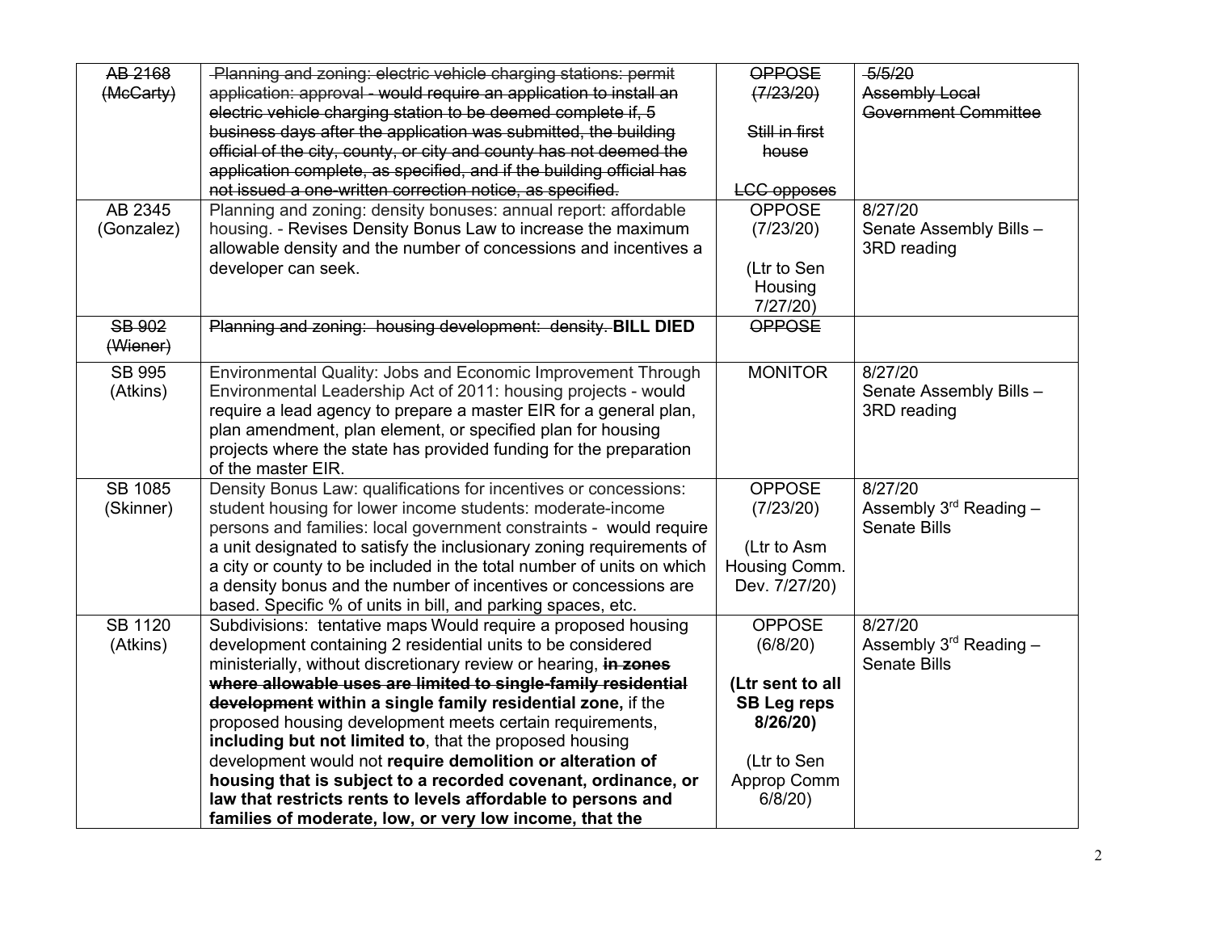| | | | |
|---|---|---|---|
| ~~AB 2168 (McCarty)~~ | ~~Planning and zoning: electric vehicle charging stations: permit application: approval - would require an application to install an electric vehicle charging station to be deemed complete if, 5 business days after the application was submitted, the building official of the city, county, or city and county has not deemed the application complete, as specified, and if the building official has not issued a one-written correction notice, as specified.~~ | ~~OPPOSE (7/23/20)~~<br><br>~~Still in first house~~<br><br>~~LCC opposes~~ | ~~5/5/20 Assembly Local Government Committee~~ |
| AB 2345 (Gonzalez) | Planning and zoning: density bonuses: annual report: affordable housing. - Revises Density Bonus Law to increase the maximum allowable density and the number of concessions and incentives a developer can seek. | OPPOSE (7/23/20)<br><br>(Ltr to Sen Housing 7/27/20) | 8/27/20 Senate Assembly Bills – 3RD reading |
| ~~SB 902 (Wiener)~~ | ~~Planning and zoning: housing development: density.~~ **BILL DIED** | ~~OPPOSE~~ | |
| SB 995 (Atkins) | Environmental Quality: Jobs and Economic Improvement Through Environmental Leadership Act of 2011: housing projects - would require a lead agency to prepare a master EIR for a general plan, plan amendment, plan element, or specified plan for housing projects where the state has provided funding for the preparation of the master EIR. | MONITOR | 8/27/20 Senate Assembly Bills – 3RD reading |
| SB 1085 (Skinner) | Density Bonus Law: qualifications for incentives or concessions: student housing for lower income students: moderate-income persons and families: local government constraints - would require a unit designated to satisfy the inclusionary zoning requirements of a city or county to be included in the total number of units on which a density bonus and the number of incentives or concessions are based. Specific % of units in bill, and parking spaces, etc. | OPPOSE (7/23/20)<br><br>(Ltr to Asm Housing Comm. Dev. 7/27/20) | 8/27/20 Assembly 3rd Reading – Senate Bills |
| SB 1120 (Atkins) | Subdivisions: tentative maps Would require a proposed housing development containing 2 residential units to be considered ministerially, without discretionary review or hearing, ~~**in zones where allowable uses are limited to single-family residential development**~~ **within a single family residential zone,** if the proposed housing development meets certain requirements, **including but not limited to**, that the proposed housing development would not **require demolition or alteration of housing that is subject to a recorded covenant, ordinance, or law that restricts rents to levels affordable to persons and families of moderate, low, or very low income, that the** | OPPOSE (6/8/20)<br><br>**(Ltr sent to all SB Leg reps 8/26/20)**<br><br>(Ltr to Sen Approp Comm 6/8/20) | 8/27/20 Assembly 3rd Reading – Senate Bills |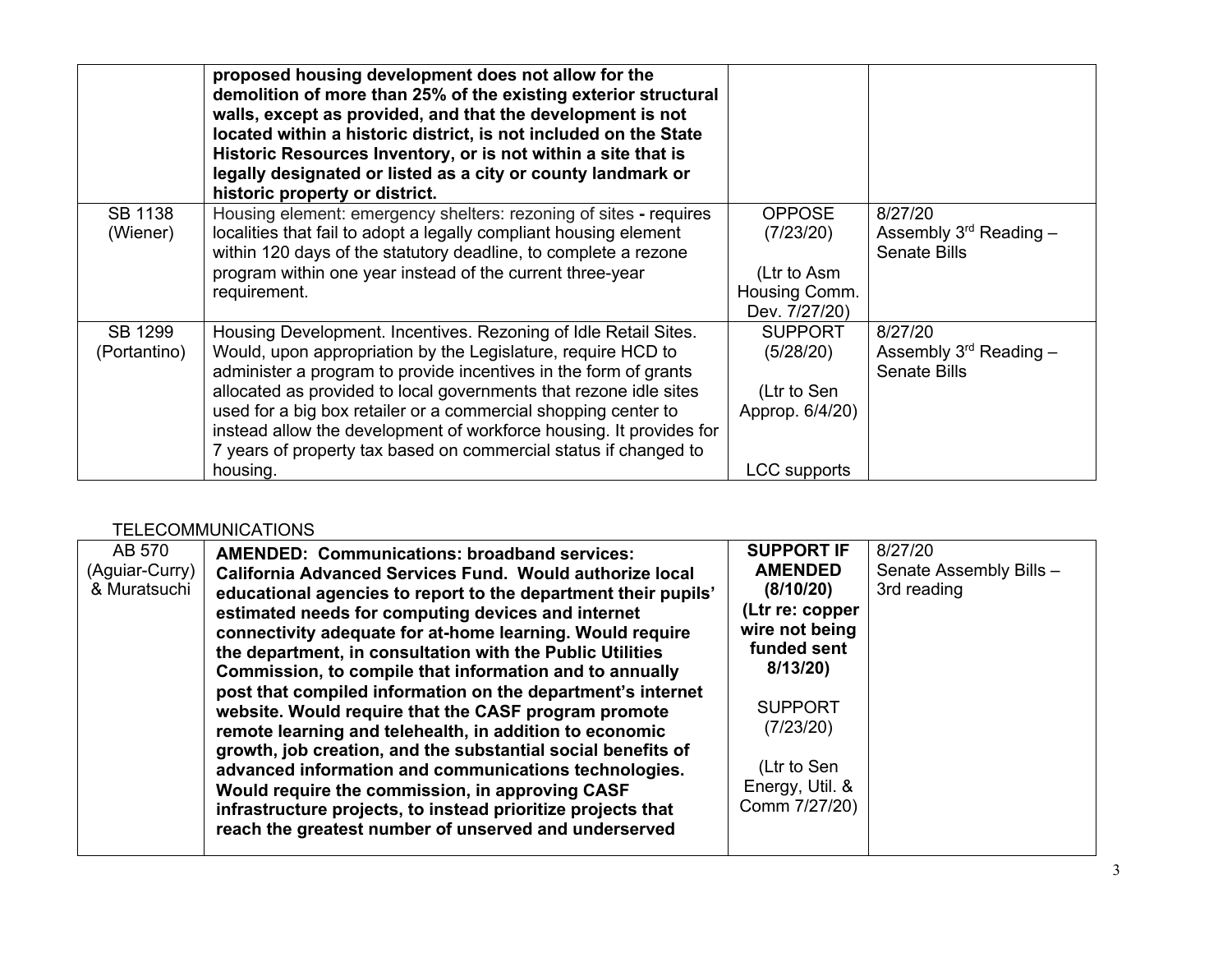| | | | |
|---|---|---|---|
| | **proposed housing development does not allow for the demolition of more than 25% of the existing exterior structural walls, except as provided, and that the development is not located within a historic district, is not included on the State Historic Resources Inventory, or is not within a site that is legally designated or listed as a city or county landmark or historic property or district.** | | |
| SB 1138 (Wiener) | Housing element: emergency shelters: rezoning of sites **-** requires localities that fail to adopt a legally compliant housing element within 120 days of the statutory deadline, to complete a rezone program within one year instead of the current three-year requirement. | OPPOSE (7/23/20)<br><br>(Ltr to Asm Housing Comm. Dev. 7/27/20) | 8/27/20<br>Assembly 3rd Reading – Senate Bills |
| SB 1299 (Portantino) | Housing Development. Incentives. Rezoning of Idle Retail Sites. Would, upon appropriation by the Legislature, require HCD to administer a program to provide incentives in the form of grants allocated as provided to local governments that rezone idle sites used for a big box retailer or a commercial shopping center to instead allow the development of workforce housing. It provides for 7 years of property tax based on commercial status if changed to housing. | SUPPORT (5/28/20)<br><br>(Ltr to Sen Approp. 6/4/20)<br><br>LCC supports | 8/27/20<br>Assembly 3rd Reading – Senate Bills |

TELECOMMUNICATIONS

| | | | |
|---|---|---|---|
| AB 570 (Aguiar-Curry) & Muratsuchi | **AMENDED: Communications: broadband services: California Advanced Services Fund. Would authorize local educational agencies to report to the department their pupils' estimated needs for computing devices and internet connectivity adequate for at-home learning. Would require the department, in consultation with the Public Utilities Commission, to compile that information and to annually post that compiled information on the department's internet website. Would require that the CASF program promote remote learning and telehealth, in addition to economic growth, job creation, and the substantial social benefits of advanced information and communications technologies. Would require the commission, in approving CASF infrastructure projects, to instead prioritize projects that reach the greatest number of unserved and underserved** | **SUPPORT IF AMENDED (8/10/20) (Ltr re: copper wire not being funded sent 8/13/20)**<br><br>SUPPORT (7/23/20)<br><br>(Ltr to Sen Energy, Util. & Comm 7/27/20) | 8/27/20<br>Senate Assembly Bills – 3rd reading |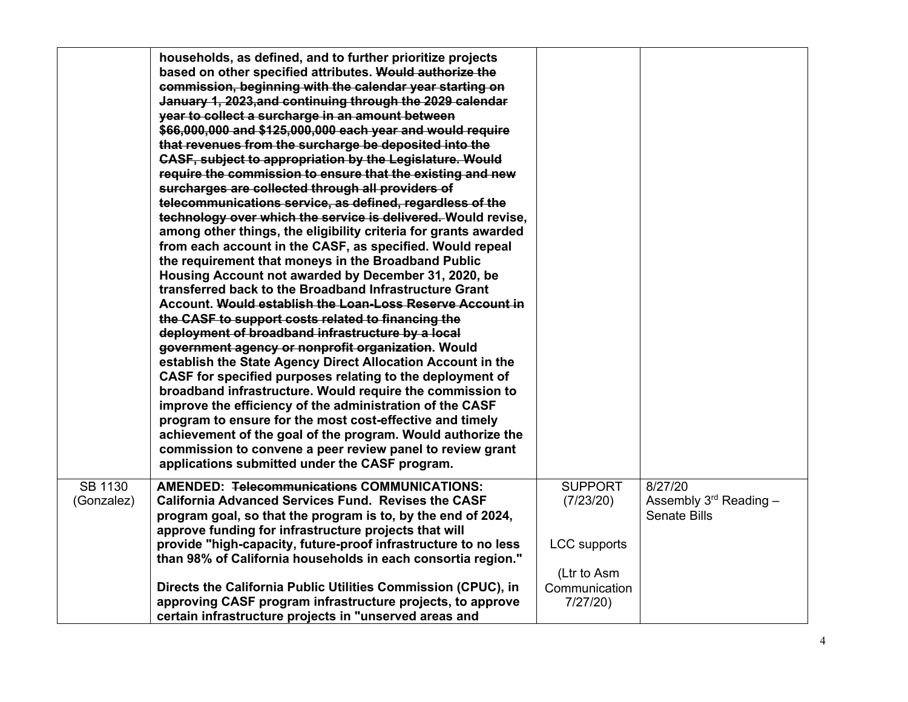| | | | |
|---|---|---|---|
| | **households, as defined, and to further prioritize projects based on other specified attributes. ~~Would authorize the commission, beginning with the calendar year starting on January 1, 2023,and continuing through the 2029 calendar year to collect a surcharge in an amount between $66,000,000 and $125,000,000 each year and would require that revenues from the surcharge be deposited into the CASF, subject to appropriation by the Legislature. Would require the commission to ensure that the existing and new surcharges are collected through all providers of telecommunications service, as defined, regardless of the technology over which the service is delivered.~~ Would revise, among other things, the eligibility criteria for grants awarded from each account in the CASF, as specified. Would repeal the requirement that moneys in the Broadband Public Housing Account not awarded by December 31, 2020, be transferred back to the Broadband Infrastructure Grant Account. ~~Would establish the Loan-Loss Reserve Account in the CASF to support costs related to financing the deployment of broadband infrastructure by a local government agency or nonprofit organization~~. Would establish the State Agency Direct Allocation Account in the CASF for specified purposes relating to the deployment of broadband infrastructure. Would require the commission to improve the efficiency of the administration of the CASF program to ensure for the most cost-effective and timely achievement of the goal of the program. Would authorize the commission to convene a peer review panel to review grant applications submitted under the CASF program.** | | |
| SB 1130 (Gonzalez) | **AMENDED: ~~Telecommunications~~ COMMUNICATIONS: California Advanced Services Fund. Revises the CASF program goal, so that the program is to, by the end of 2024, approve funding for infrastructure projects that will provide "high-capacity, future-proof infrastructure to no less than 98% of California households in each consortia region."**<br><br>**Directs the California Public Utilities Commission (CPUC), in approving CASF program infrastructure projects, to approve certain infrastructure projects in "unserved areas and** | SUPPORT (7/23/20)<br><br>LCC supports<br><br>(Ltr to Asm Communication 7/27/20) | 8/27/20<br>Assembly 3rd Reading – Senate Bills |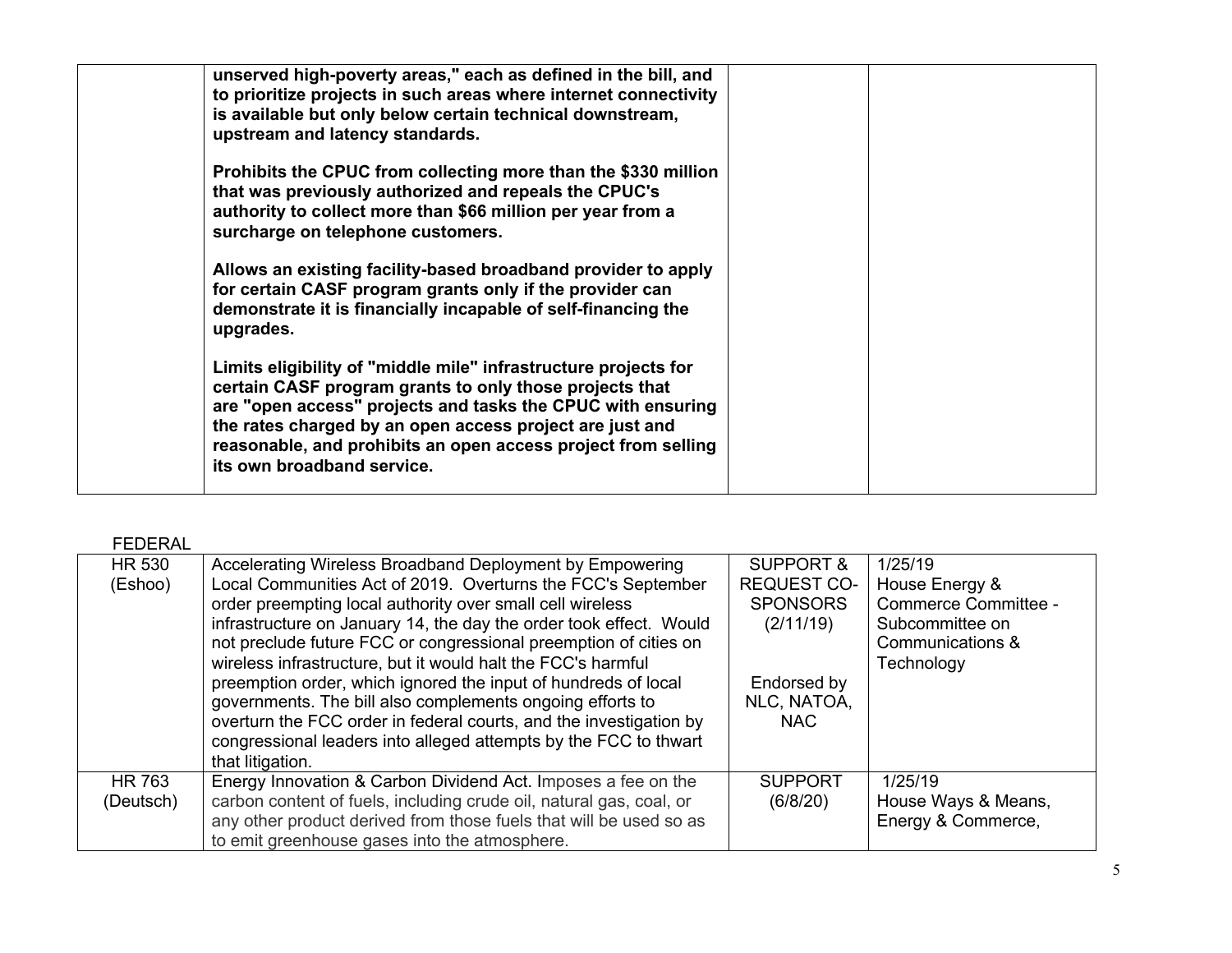| | | | |
|---|---|---|---|
| | **unserved high-poverty areas," each as defined in the bill, and to prioritize projects in such areas where internet connectivity is available but only below certain technical downstream, upstream and latency standards.**<br><br>**Prohibits the CPUC from collecting more than the $330 million that was previously authorized and repeals the CPUC's authority to collect more than $66 million per year from a surcharge on telephone customers.**<br><br>**Allows an existing facility-based broadband provider to apply for certain CASF program grants only if the provider can demonstrate it is financially incapable of self-financing the upgrades.**<br><br>**Limits eligibility of "middle mile" infrastructure projects for certain CASF program grants to only those projects that are "open access" projects and tasks the CPUC with ensuring the rates charged by an open access project are just and reasonable, and prohibits an open access project from selling its own broadband service.** | | |

FEDERAL

| | | | |
|---|---|---|---|
| HR 530 (Eshoo) | Accelerating Wireless Broadband Deployment by Empowering Local Communities Act of 2019. Overturns the FCC's September order preempting local authority over small cell wireless infrastructure on January 14, the day the order took effect. Would not preclude future FCC or congressional preemption of cities on wireless infrastructure, but it would halt the FCC's harmful preemption order, which ignored the input of hundreds of local governments. The bill also complements ongoing efforts to overturn the FCC order in federal courts, and the investigation by congressional leaders into alleged attempts by the FCC to thwart that litigation. | SUPPORT & REQUEST CO-SPONSORS (2/11/19)<br><br>Endorsed by NLC, NATOA, NAC | 1/25/19<br>House Energy & Commerce Committee - Subcommittee on Communications & Technology |
| HR 763 (Deutsch) | Energy Innovation & Carbon Dividend Act. Imposes a fee on the carbon content of fuels, including crude oil, natural gas, coal, or any other product derived from those fuels that will be used so as to emit greenhouse gases into the atmosphere. | SUPPORT (6/8/20) | 1/25/19<br>House Ways & Means, Energy & Commerce, |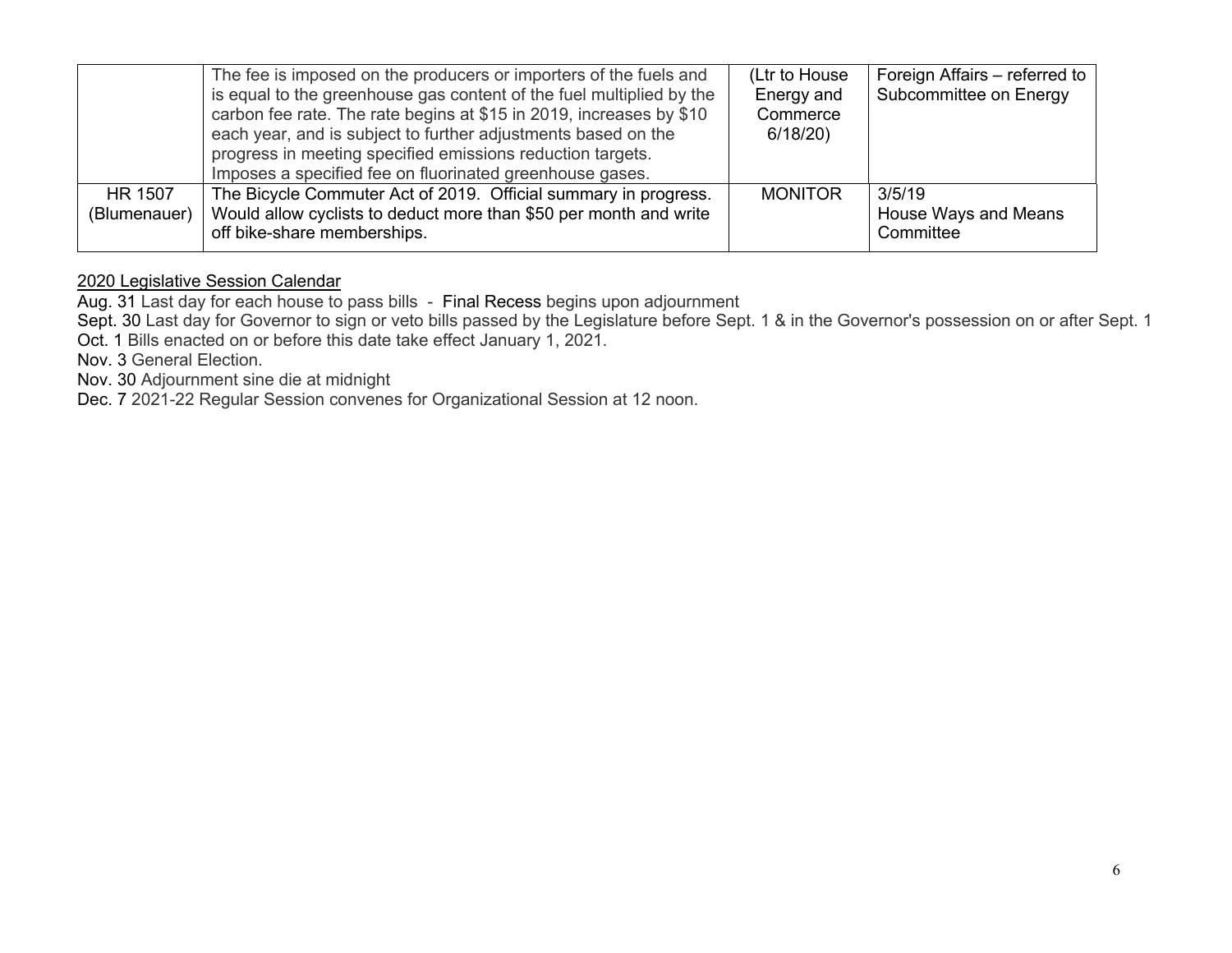| | | | |
|---|---|---|---|
| | The fee is imposed on the producers or importers of the fuels and is equal to the greenhouse gas content of the fuel multiplied by the carbon fee rate. The rate begins at $15 in 2019, increases by $10 each year, and is subject to further adjustments based on the progress in meeting specified emissions reduction targets. Imposes a specified fee on fluorinated greenhouse gases. | (Ltr to House Energy and Commerce 6/18/20) | Foreign Affairs – referred to Subcommittee on Energy |
| HR 1507 (Blumenauer) | The Bicycle Commuter Act of 2019. Official summary in progress. Would allow cyclists to deduct more than $50 per month and write off bike-share memberships. | MONITOR | 3/5/19 House Ways and Means Committee |

<u>2020 Legislative Session Calendar</u>

Aug. 31 Last day for each house to pass bills - Final Recess begins upon adjournment

Sept. 30 Last day for Governor to sign or veto bills passed by the Legislature before Sept. 1 & in the Governor's possession on or after Sept. 1

Oct. 1 Bills enacted on or before this date take effect January 1, 2021.

Nov. 3 General Election.

Nov. 30 Adjournment sine die at midnight

Dec. 7 2021-22 Regular Session convenes for Organizational Session at 12 noon.